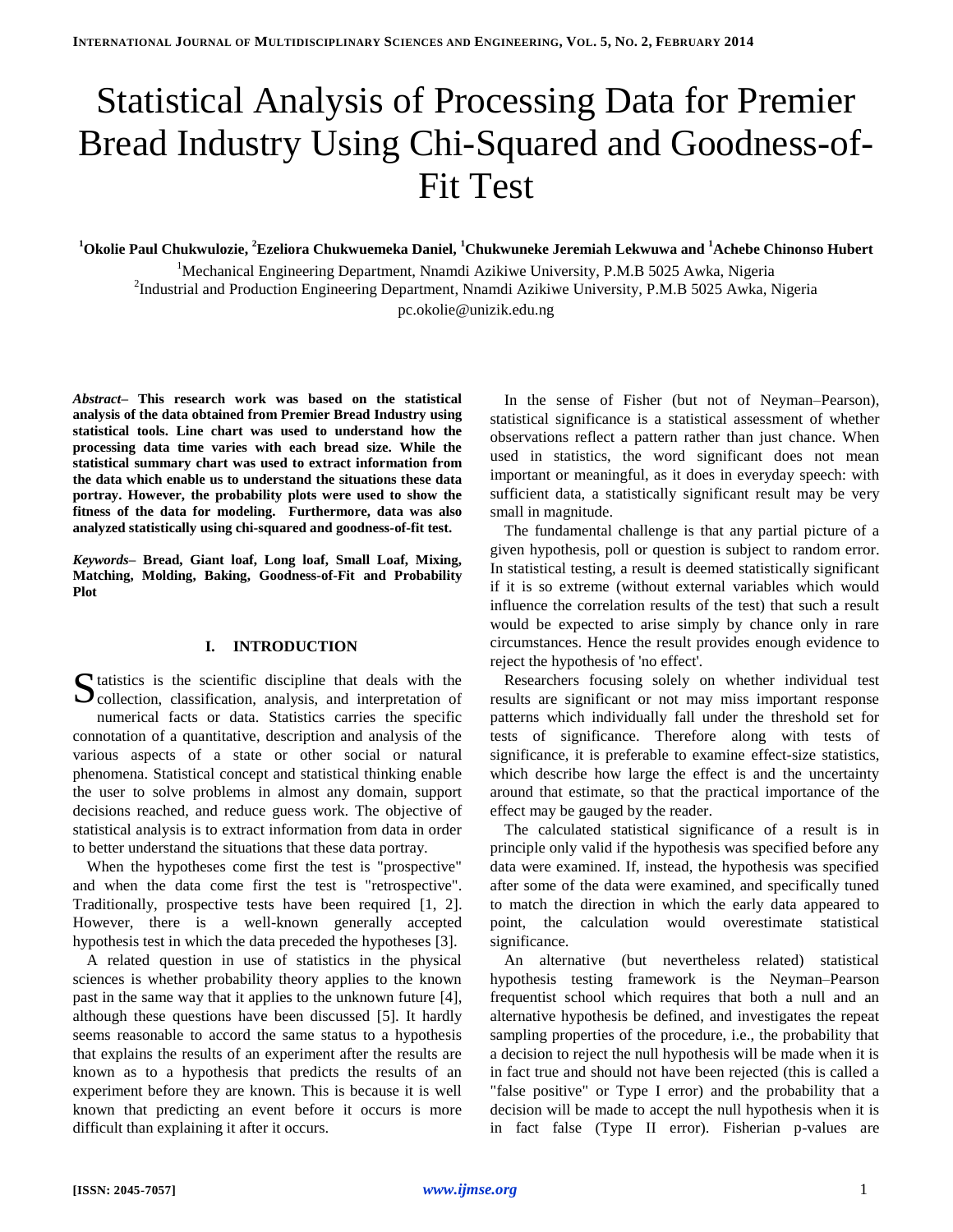# Statistical Analysis of Processing Data for Premier Bread Industry Using Chi-Squared and Goodness-of-Fit Test

**[1]Okolie Paul Chukwulozie, [2]Ezeliora Chukwuemeka Daniel, [1]Chukwuneke Jeremiah Lekwuwa and [1]Achebe Chinonso Hubert**

[1]Mechanical Engineering Department, Nnamdi Azikiwe University, P.M.B 5025 Awka, Nigeria
[2]Industrial and Production Engineering Department, Nnamdi Azikiwe University, P.M.B 5025 Awka, Nigeria
pc.okolie@unizik.edu.ng

***Abstract*– This research work was based on the statistical analysis of the data obtained from Premier Bread Industry using statistical tools. Line chart was used to understand how the processing data time varies with each bread size. While the statistical summary chart was used to extract information from the data which enable us to understand the situations these data portray. However, the probability plots were used to show the fitness of the data for modeling. Furthermore, data was also analyzed statistically using chi-squared and goodness-of-fit test.**

***Keywords*– Bread, Giant loaf, Long loaf, Small Loaf, Mixing, Matching, Molding, Baking, Goodness-of-Fit and Probability Plot**

## I. INTRODUCTION

Statistics is the scientific discipline that deals with the collection, classification, analysis, and interpretation of numerical facts or data. Statistics carries the specific connotation of a quantitative, description and analysis of the various aspects of a state or other social or natural phenomena. Statistical concept and statistical thinking enable the user to solve problems in almost any domain, support decisions reached, and reduce guess work. The objective of statistical analysis is to extract information from data in order to better understand the situations that these data portray.

When the hypotheses come first the test is "prospective" and when the data come first the test is "retrospective". Traditionally, prospective tests have been required [1, 2]. However, there is a well-known generally accepted hypothesis test in which the data preceded the hypotheses [3].

A related question in use of statistics in the physical sciences is whether probability theory applies to the known past in the same way that it applies to the unknown future [4], although these questions have been discussed [5]. It hardly seems reasonable to accord the same status to a hypothesis that explains the results of an experiment after the results are known as to a hypothesis that predicts the results of an experiment before they are known. This is because it is well known that predicting an event before it occurs is more difficult than explaining it after it occurs.

In the sense of Fisher (but not of Neyman–Pearson), statistical significance is a statistical assessment of whether observations reflect a pattern rather than just chance. When used in statistics, the word significant does not mean important or meaningful, as it does in everyday speech: with sufficient data, a statistically significant result may be very small in magnitude.

The fundamental challenge is that any partial picture of a given hypothesis, poll or question is subject to random error. In statistical testing, a result is deemed statistically significant if it is so extreme (without external variables which would influence the correlation results of the test) that such a result would be expected to arise simply by chance only in rare circumstances. Hence the result provides enough evidence to reject the hypothesis of 'no effect'.

Researchers focusing solely on whether individual test results are significant or not may miss important response patterns which individually fall under the threshold set for tests of significance. Therefore along with tests of significance, it is preferable to examine effect-size statistics, which describe how large the effect is and the uncertainty around that estimate, so that the practical importance of the effect may be gauged by the reader.

The calculated statistical significance of a result is in principle only valid if the hypothesis was specified before any data were examined. If, instead, the hypothesis was specified after some of the data were examined, and specifically tuned to match the direction in which the early data appeared to point, the calculation would overestimate statistical significance.

An alternative (but nevertheless related) statistical hypothesis testing framework is the Neyman–Pearson frequentist school which requires that both a null and an alternative hypothesis be defined, and investigates the repeat sampling properties of the procedure, i.e., the probability that a decision to reject the null hypothesis will be made when it is in fact true and should not have been rejected (this is called a "false positive" or Type I error) and the probability that a decision will be made to accept the null hypothesis when it is in fact false (Type II error). Fisherian p-values are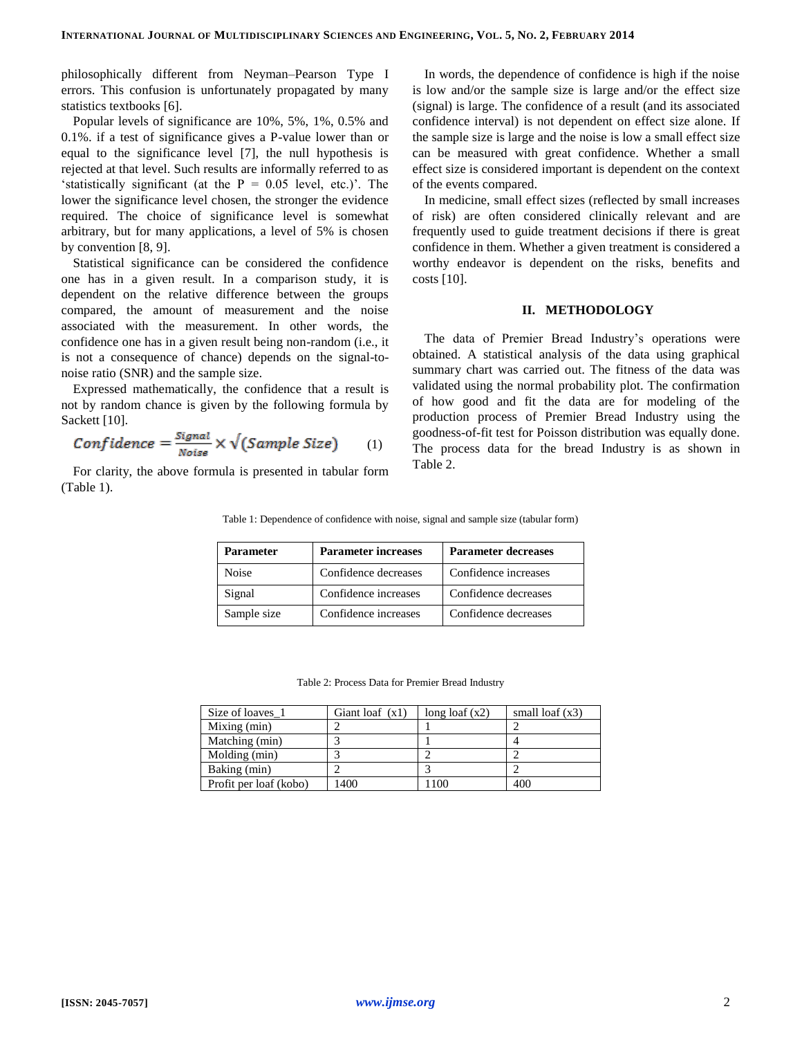philosophically different from Neyman–Pearson Type I errors. This confusion is unfortunately propagated by many statistics textbooks [6].

Popular levels of significance are 10%, 5%, 1%, 0.5% and 0.1%. if a test of significance gives a P-value lower than or equal to the significance level [7], the null hypothesis is rejected at that level. Such results are informally referred to as 'statistically significant (at the P = 0.05 level, etc.)'. The lower the significance level chosen, the stronger the evidence required. The choice of significance level is somewhat arbitrary, but for many applications, a level of 5% is chosen by convention [8, 9].

Statistical significance can be considered the confidence one has in a given result. In a comparison study, it is dependent on the relative difference between the groups compared, the amount of measurement and the noise associated with the measurement. In other words, the confidence one has in a given result being non-random (i.e., it is not a consequence of chance) depends on the signal-to-noise ratio (SNR) and the sample size.

Expressed mathematically, the confidence that a result is not by random chance is given by the following formula by Sackett [10].

$$Confidence = \frac{Signal}{Noise} \times \sqrt{(Sample\ Size)} \qquad (1)$$

For clarity, the above formula is presented in tabular form (Table 1).

In words, the dependence of confidence is high if the noise is low and/or the sample size is large and/or the effect size (signal) is large. The confidence of a result (and its associated confidence interval) is not dependent on effect size alone. If the sample size is large and the noise is low a small effect size can be measured with great confidence. Whether a small effect size is considered important is dependent on the context of the events compared.

In medicine, small effect sizes (reflected by small increases of risk) are often considered clinically relevant and are frequently used to guide treatment decisions if there is great confidence in them. Whether a given treatment is considered a worthy endeavor is dependent on the risks, benefits and costs [10].

## II. METHODOLOGY

The data of Premier Bread Industry's operations were obtained. A statistical analysis of the data using graphical summary chart was carried out. The fitness of the data was validated using the normal probability plot. The confirmation of how good and fit the data are for modeling of the production process of Premier Bread Industry using the goodness-of-fit test for Poisson distribution was equally done. The process data for the bread Industry is as shown in Table 2.

Table 1: Dependence of confidence with noise, signal and sample size (tabular form)

| **Parameter** | **Parameter increases** | **Parameter decreases** |
|---|---|---|
| Noise | Confidence decreases | Confidence increases |
| Signal | Confidence increases | Confidence decreases |
| Sample size | Confidence increases | Confidence decreases |

Table 2: Process Data for Premier Bread Industry

| Size of loaves_1 | Giant loaf (x1) | long loaf (x2) | small loaf (x3) |
|---|---|---|---|
| Mixing (min) | 2 | 1 | 2 |
| Matching (min) | 3 | 1 | 4 |
| Molding (min) | 3 | 2 | 2 |
| Baking (min) | 2 | 3 | 2 |
| Profit per loaf (kobo) | 1400 | 1100 | 400 |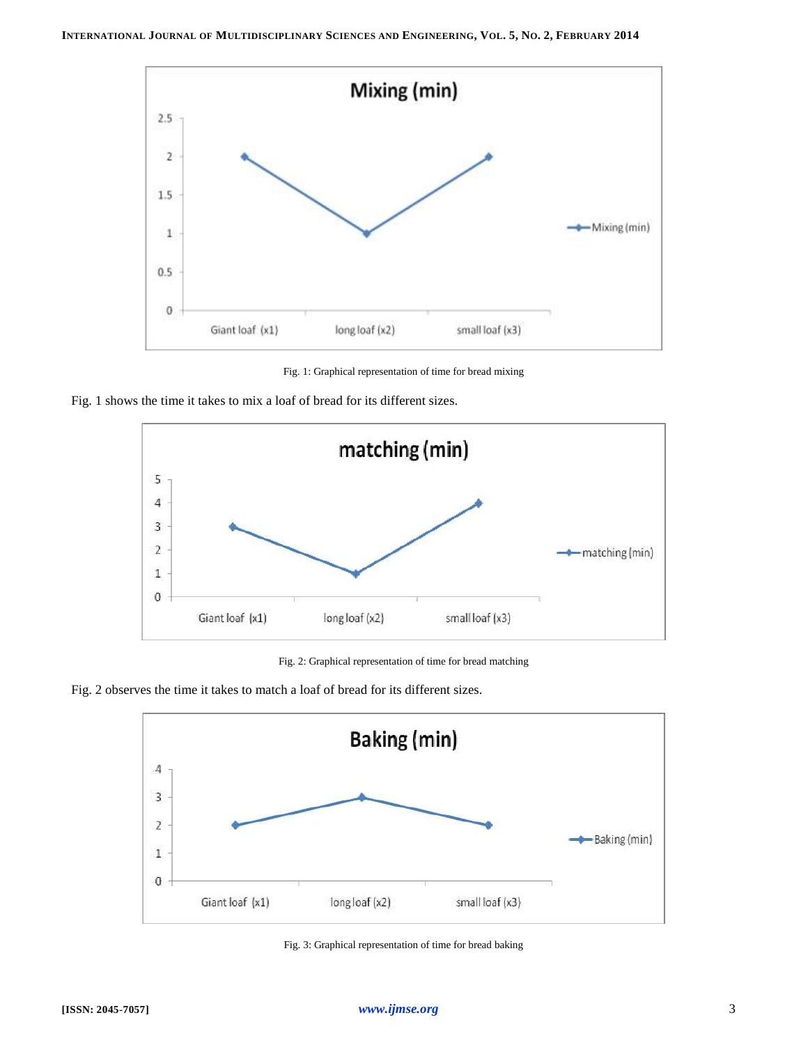Fig. 1: Graphical representation of time for bread mixing

Fig. 1 shows the time it takes to mix a loaf of bread for its different sizes.

Fig. 2: Graphical representation of time for bread matching

Fig. 2 observes the time it takes to match a loaf of bread for its different sizes.

Fig. 3: Graphical representation of time for bread baking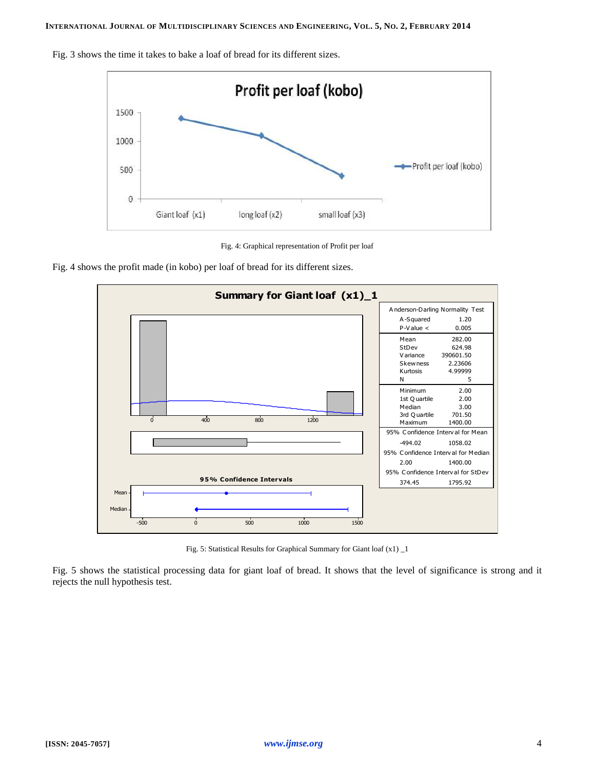Fig. 3 shows the time it takes to bake a loaf of bread for its different sizes.

Fig. 4: Graphical representation of Profit per loaf

Fig. 4 shows the profit made (in kobo) per loaf of bread for its different sizes.

Fig. 5: Statistical Results for Graphical Summary for Giant loaf (x1) _1

Fig. 5 shows the statistical processing data for giant loaf of bread. It shows that the level of significance is strong and it rejects the null hypothesis test.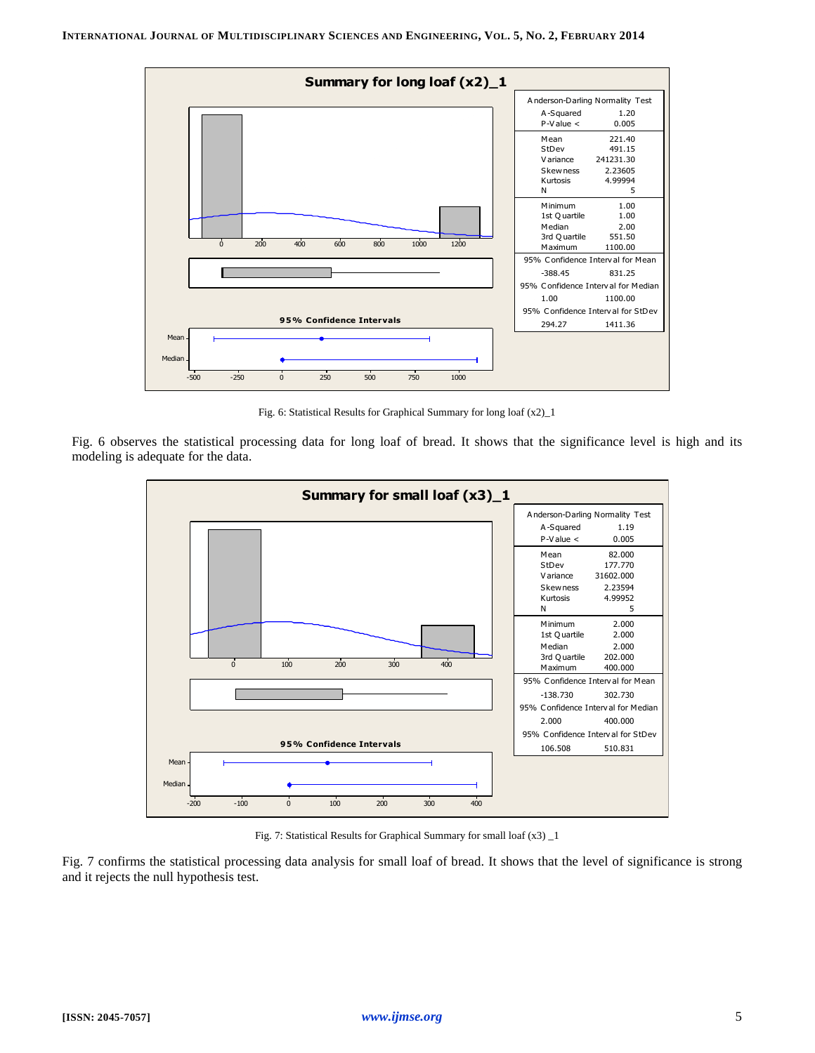**Summary for long loaf (x2)_1**

| Anderson-Darling Normality Test | |
|---|---|
| A-Squared | 1.20 |
| P-Value < | 0.005 |
| Mean | 221.40 |
| StDev | 491.15 |
| Variance | 241231.30 |
| Skewness | 2.23605 |
| Kurtosis | 4.99994 |
| N | 5 |
| Minimum | 1.00 |
| 1st Quartile | 1.00 |
| Median | 2.00 |
| 3rd Quartile | 551.50 |
| Maximum | 1100.00 |
| 95% Confidence Interval for Mean | -388.45 – 831.25 |
| 95% Confidence Interval for Median | 1.00 – 1100.00 |
| 95% Confidence Interval for StDev | 294.27 – 1411.36 |

Fig. 6: Statistical Results for Graphical Summary for long loaf (x2)_1

Fig. 6 observes the statistical processing data for long loaf of bread. It shows that the significance level is high and its modeling is adequate for the data.

**Summary for small loaf (x3)_1**

| Anderson-Darling Normality Test | |
|---|---|
| A-Squared | 1.19 |
| P-Value < | 0.005 |
| Mean | 82.000 |
| StDev | 177.770 |
| Variance | 31602.000 |
| Skewness | 2.23594 |
| Kurtosis | 4.99952 |
| N | 5 |
| Minimum | 2.000 |
| 1st Quartile | 2.000 |
| Median | 2.000 |
| 3rd Quartile | 202.000 |
| Maximum | 400.000 |
| 95% Confidence Interval for Mean | -138.730 – 302.730 |
| 95% Confidence Interval for Median | 2.000 – 400.000 |
| 95% Confidence Interval for StDev | 106.508 – 510.831 |

Fig. 7: Statistical Results for Graphical Summary for small loaf (x3) _1

Fig. 7 confirms the statistical processing data analysis for small loaf of bread. It shows that the level of significance is strong and it rejects the null hypothesis test.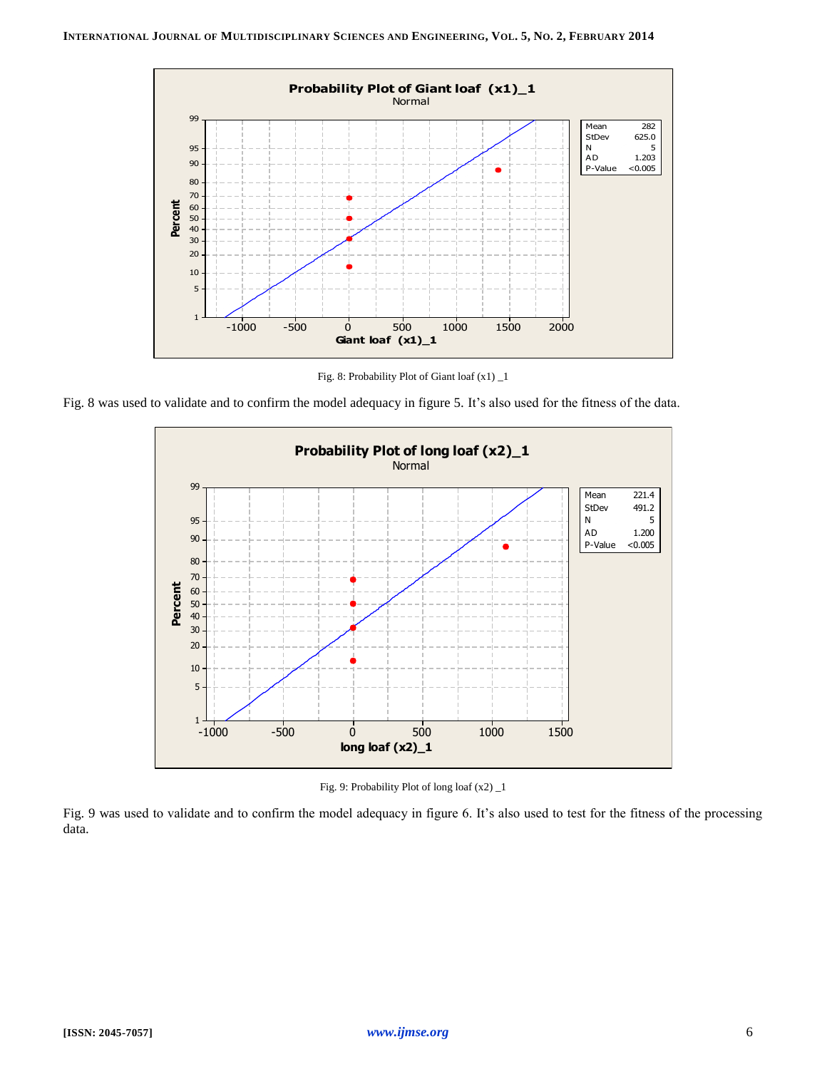Fig. 8: Probability Plot of Giant loaf (x1) _1

Fig. 8 was used to validate and to confirm the model adequacy in figure 5. It's also used for the fitness of the data.

Fig. 9: Probability Plot of long loaf (x2) _1

Fig. 9 was used to validate and to confirm the model adequacy in figure 6. It's also used to test for the fitness of the processing data.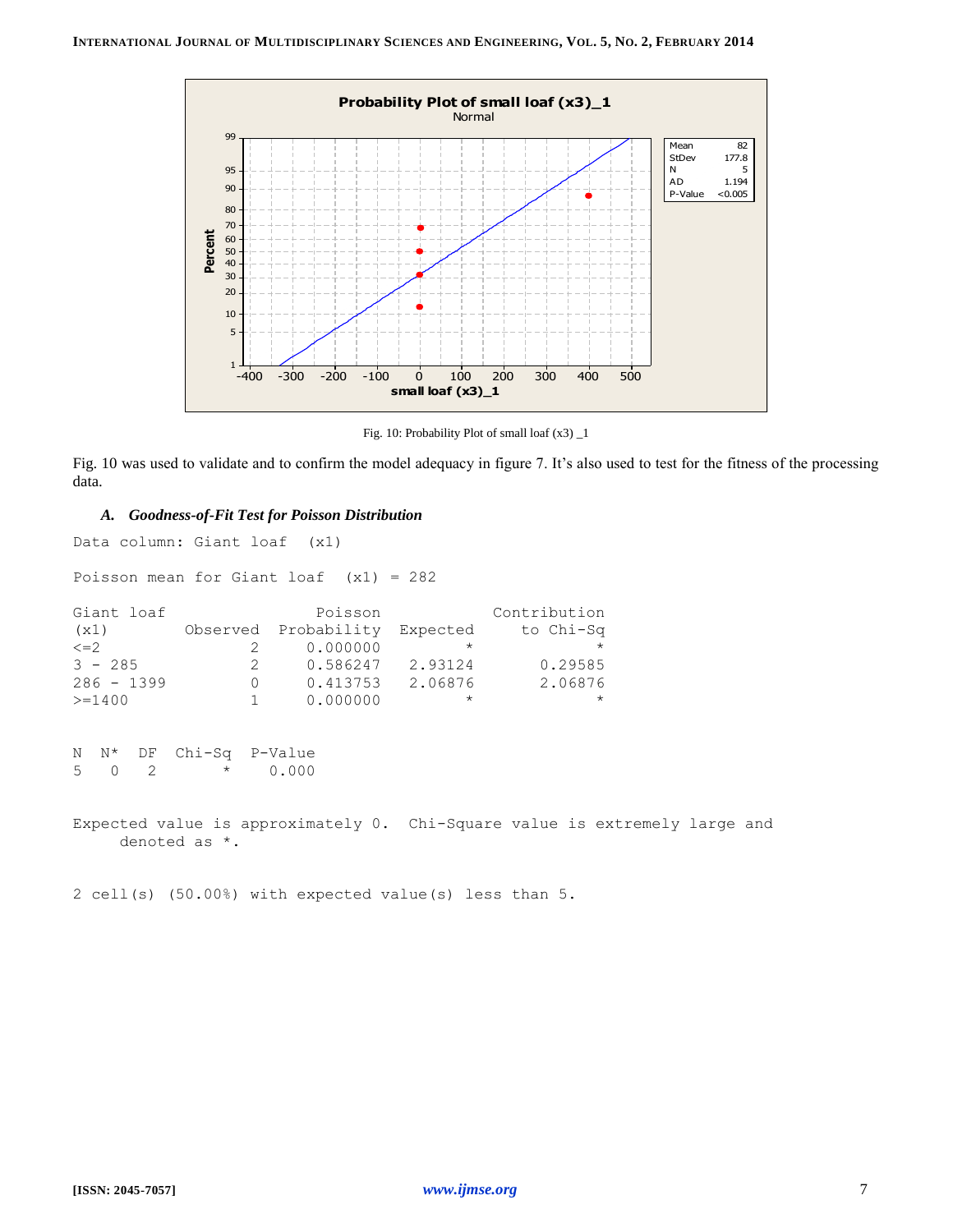Fig. 10: Probability Plot of small loaf (x3) _1

Fig. 10 was used to validate and to confirm the model adequacy in figure 7. It's also used to test for the fitness of the processing data.

### *A. Goodness-of-Fit Test for Poisson Distribution*

```
Data column: Giant loaf  (x1)

Poisson mean for Giant loaf  (x1) = 282

Giant loaf                    Poisson                Contribution
(x1)          Observed    Probability   Expected     to Chi-Sq
<=2                  2       0.000000          *             *
3 - 285              2       0.586247    2.93124       0.29585
286 - 1399           0       0.413753    2.06876       2.06876
>=1400               1       0.000000          *             *


N  N*  DF  Chi-Sq  P-Value
5   0   2       *    0.000


Expected value is approximately 0.  Chi-Square value is extremely large and
     denoted as *.


2 cell(s) (50.00%) with expected value(s) less than 5.
```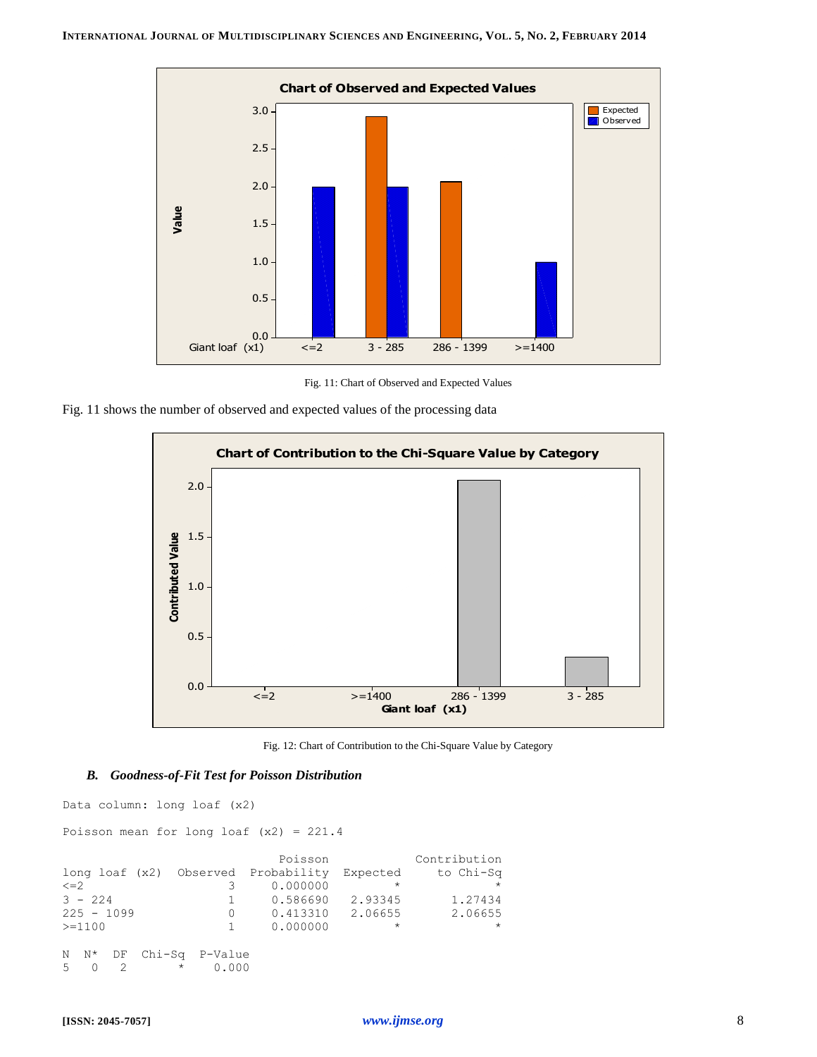Fig. 11: Chart of Observed and Expected Values

Fig. 11 shows the number of observed and expected values of the processing data

Fig. 12: Chart of Contribution to the Chi-Square Value by Category

### *B. Goodness-of-Fit Test for Poisson Distribution*

```
Data column: long loaf (x2)

Poisson mean for long loaf (x2) = 221.4

                              Poisson                Contribution
long loaf (x2)  Observed  Probability  Expected      to Chi-Sq
<=2                    3     0.000000         *              *
3 - 224                1     0.586690   2.93345        1.27434
225 - 1099             0     0.413310   2.06655        2.06655
>=1100                 1     0.000000         *              *

N  N*  DF  Chi-Sq  P-Value
5   0   2       *    0.000
```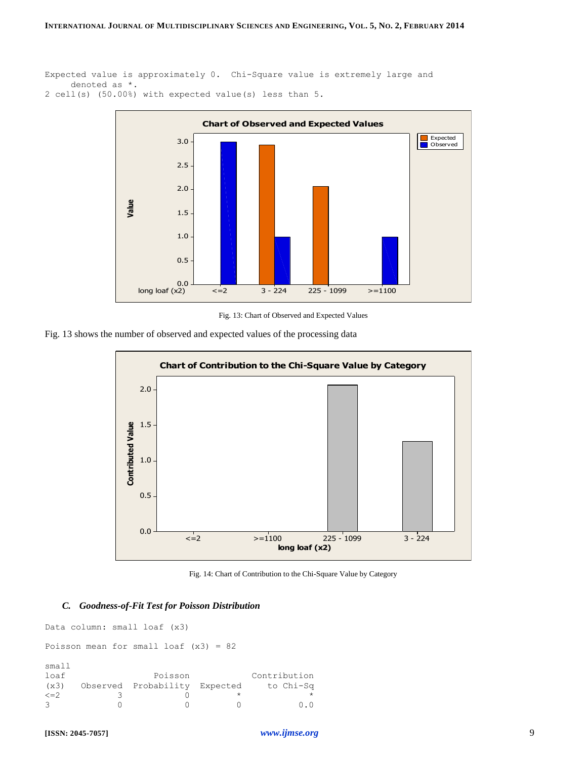```
Expected value is approximately 0.  Chi-Square value is extremely large and
     denoted as *.
2 cell(s) (50.00%) with expected value(s) less than 5.
```

Fig. 13: Chart of Observed and Expected Values

Fig. 13 shows the number of observed and expected values of the processing data

Fig. 14: Chart of Contribution to the Chi-Square Value by Category

### *C. Goodness-of-Fit Test for Poisson Distribution*

```
Data column: small loaf (x3)

Poisson mean for small loaf (x3) = 82

small
loaf                Poisson               Contribution
(x3)   Observed  Probability  Expected     to Chi-Sq
<=2          3            0         *             *
3            0            0         0           0.0
```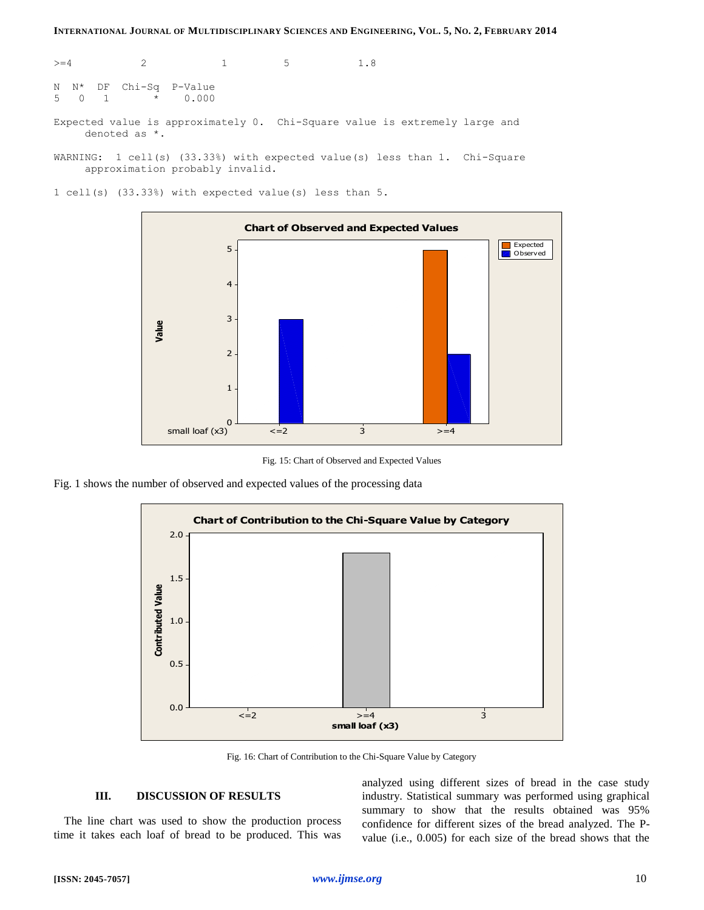```
>=4           2            1         5           1.8

N  N*  DF  Chi-Sq  P-Value
5   0   1       *    0.000

Expected value is approximately 0.  Chi-Square value is extremely large and
     denoted as *.

WARNING:  1 cell(s) (33.33%) with expected value(s) less than 1.  Chi-Square
     approximation probably invalid.

1 cell(s) (33.33%) with expected value(s) less than 5.
```

Fig. 15: Chart of Observed and Expected Values

Fig. 1 shows the number of observed and expected values of the processing data

Fig. 16: Chart of Contribution to the Chi-Square Value by Category

## III. DISCUSSION OF RESULTS

The line chart was used to show the production process time it takes each loaf of bread to be produced. This was analyzed using different sizes of bread in the case study industry. Statistical summary was performed using graphical summary to show that the results obtained was 95% confidence for different sizes of the bread analyzed. The P-value (i.e., 0.005) for each size of the bread shows that the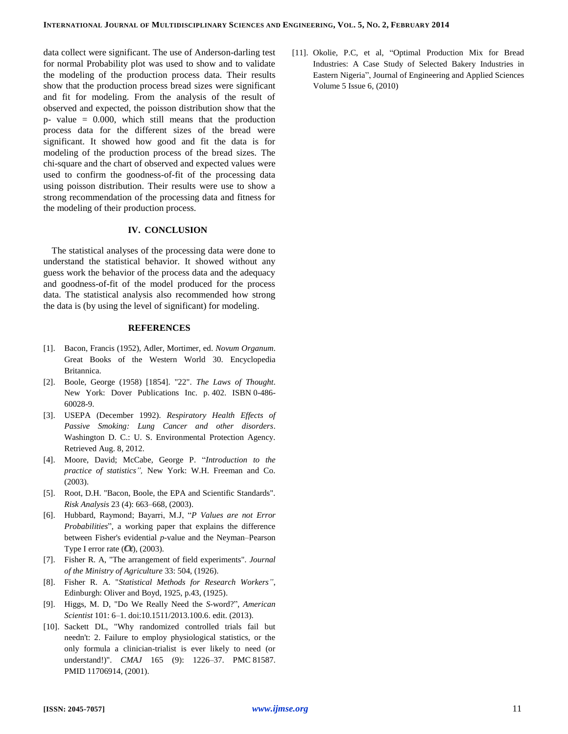data collect were significant. The use of Anderson-darling test for normal Probability plot was used to show and to validate the modeling of the production process data. Their results show that the production process bread sizes were significant and fit for modeling. From the analysis of the result of observed and expected, the poisson distribution show that the p- value = 0.000, which still means that the production process data for the different sizes of the bread were significant. It showed how good and fit the data is for modeling of the production process of the bread sizes. The chi-square and the chart of observed and expected values were used to confirm the goodness-of-fit of the processing data using poisson distribution. Their results were use to show a strong recommendation of the processing data and fitness for the modeling of their production process.

## IV. CONCLUSION

The statistical analyses of the processing data were done to understand the statistical behavior. It showed without any guess work the behavior of the process data and the adequacy and goodness-of-fit of the model produced for the process data. The statistical analysis also recommended how strong the data is (by using the level of significant) for modeling.

## REFERENCES

[1]. Bacon, Francis (1952), Adler, Mortimer, ed. *Novum Organum*. Great Books of the Western World 30. Encyclopedia Britannica.

[2]. Boole, George (1958) [1854]. "22". *The Laws of Thought*. New York: Dover Publications Inc. p. 402. ISBN 0-486-60028-9.

[3]. USEPA (December 1992). *Respiratory Health Effects of Passive Smoking: Lung Cancer and other disorders*. Washington D. C.: U. S. Environmental Protection Agency. Retrieved Aug. 8, 2012.

[4]. Moore, David; McCabe, George P. "*Introduction to the practice of statistics",* New York: W.H. Freeman and Co. (2003).

[5]. Root, D.H. "Bacon, Boole, the EPA and Scientific Standards". *Risk Analysis* 23 (4): 663–668, (2003).

[6]. Hubbard, Raymond; Bayarri, M.J, "*P Values are not Error Probabilities*", a working paper that explains the difference between Fisher's evidential *p*-value and the Neyman–Pearson Type I error rate ($\alpha$), (2003).

[7]. Fisher R. A, "The arrangement of field experiments". *Journal of the Ministry of Agriculture* 33: 504, (1926).

[8]. Fisher R. A. "*Statistical Methods for Research Workers"*, Edinburgh: Oliver and Boyd, 1925, p.43, (1925).

[9]. Higgs, M. D, "Do We Really Need the *S*-word?", *American Scientist* 101: 6–1. doi:10.1511/2013.100.6. edit. (2013).

[10]. Sackett DL, "Why randomized controlled trials fail but needn't: 2. Failure to employ physiological statistics, or the only formula a clinician-trialist is ever likely to need (or understand!)". *CMAJ* 165 (9): 1226–37. PMC 81587. PMID 11706914, (2001).

[11]. Okolie, P.C, et al, "Optimal Production Mix for Bread Industries: A Case Study of Selected Bakery Industries in Eastern Nigeria", Journal of Engineering and Applied Sciences Volume 5 Issue 6, (2010)